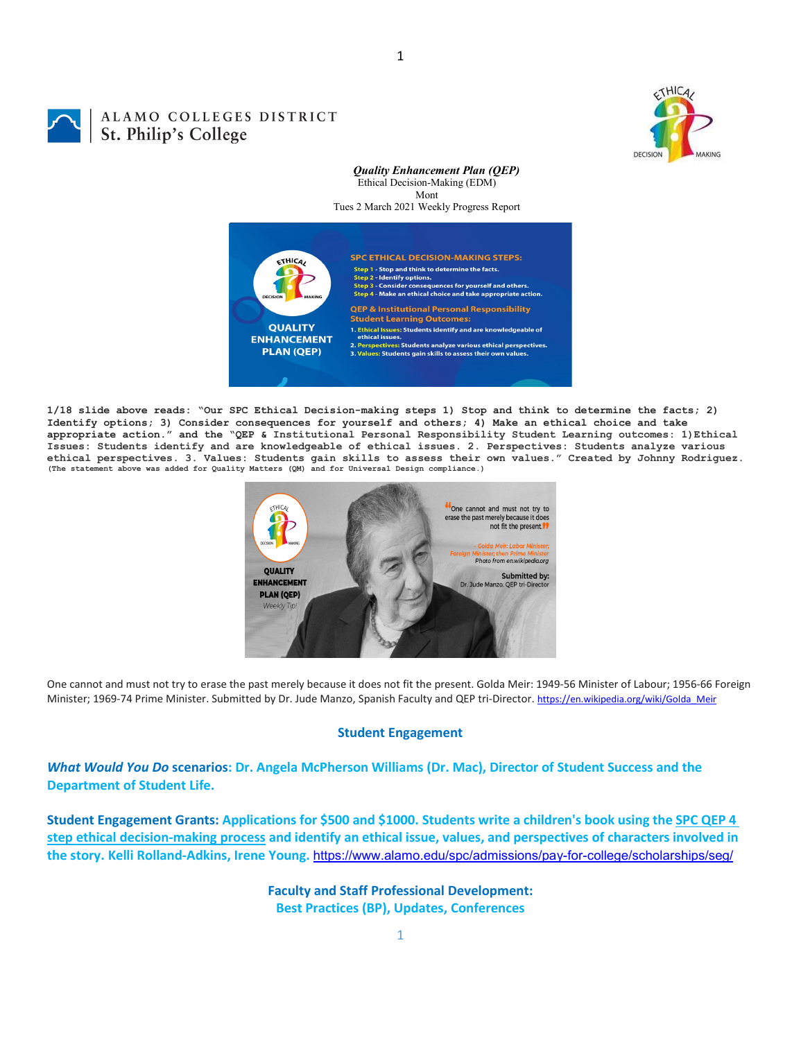ALAMO COLLEGES DISTRICT
St. Philip's College

***Quality Enhancement Plan (QEP)***
Ethical Decision-Making (EDM)
Mont
Tues 2 March 2021 Weekly Progress Report

**1/18 slide above reads: "Our SPC Ethical Decision-making steps 1) Stop and think to determine the facts; 2) Identify options; 3) Consider consequences for yourself and others; 4) Make an ethical choice and take appropriate action." and the "QEP & Institutional Personal Responsibility Student Learning outcomes: 1)Ethical Issues: Students identify and are knowledgeable of ethical issues. 2. Perspectives: Students analyze various ethical perspectives. 3. Values: Students gain skills to assess their own values." Created by Johnny Rodriguez.**
**(The statement above was added for Quality Matters (QM) and for Universal Design compliance.)**

One cannot and must not try to erase the past merely because it does not fit the present. Golda Meir: 1949-56 Minister of Labour; 1956-66 Foreign Minister; 1969-74 Prime Minister. Submitted by Dr. Jude Manzo, Spanish Faculty and QEP tri-Director. https://en.wikipedia.org/wiki/Golda_Meir

## Student Engagement

***What Would You Do* scenarios: Dr. Angela McPherson Williams (Dr. Mac), Director of Student Success and the Department of Student Life.**

**Student Engagement Grants: Applications for $500 and $1000. Students write a children's book using the SPC QEP 4 step ethical decision-making process and identify an ethical issue, values, and perspectives of characters involved in the story. Kelli Rolland-Adkins, Irene Young.** https://www.alamo.edu/spc/admissions/pay-for-college/scholarships/seg/

## Faculty and Staff Professional Development: Best Practices (BP), Updates, Conferences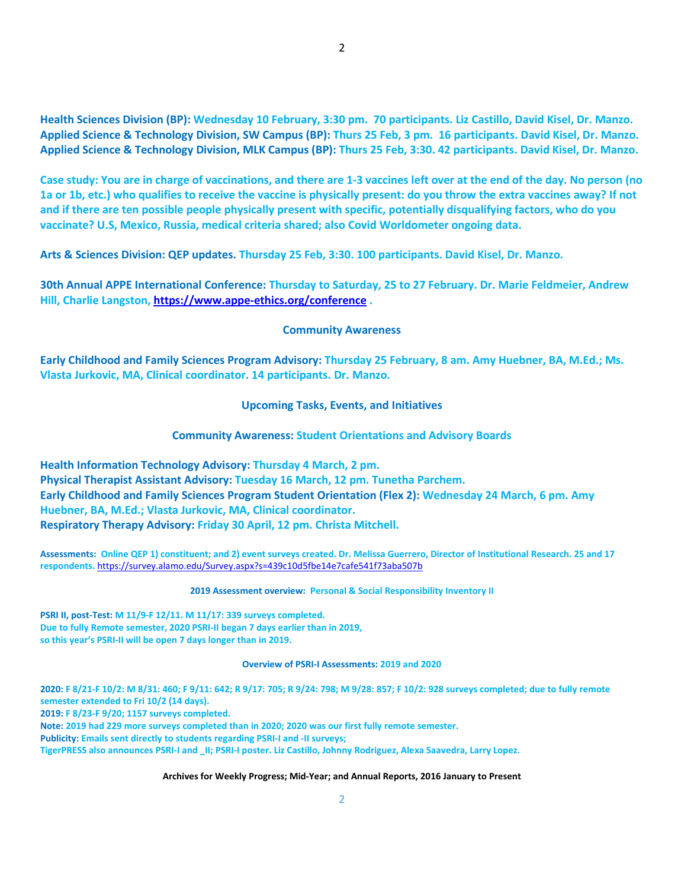**Health Sciences Division (BP):** Wednesday 10 February, 3:30 pm. 70 participants. Liz Castillo, David Kisel, Dr. Manzo.
**Applied Science & Technology Division, SW Campus (BP):** Thurs 25 Feb, 3 pm. 16 participants. David Kisel, Dr. Manzo.
**Applied Science & Technology Division, MLK Campus (BP):** Thurs 25 Feb, 3:30. 42 participants. David Kisel, Dr. Manzo.

**Case study: You are in charge of vaccinations, and there are 1-3 vaccines left over at the end of the day. No person (no 1a or 1b, etc.) who qualifies to receive the vaccine is physically present: do you throw the extra vaccines away? If not and if there are ten possible people physically present with specific, potentially disqualifying factors, who do you vaccinate? U.S, Mexico, Russia, medical criteria shared; also Covid Worldometer ongoing data.**

**Arts & Sciences Division: QEP updates.** Thursday 25 Feb, 3:30. 100 participants. David Kisel, Dr. Manzo.

**30th Annual APPE International Conference:** Thursday to Saturday, 25 to 27 February. Dr. Marie Feldmeier, Andrew Hill, Charlie Langston, https://www.appe-ethics.org/conference .

## Community Awareness

**Early Childhood and Family Sciences Program Advisory:** Thursday 25 February, 8 am. Amy Huebner, BA, M.Ed.; Ms. Vlasta Jurkovic, MA, Clinical coordinator. 14 participants. Dr. Manzo.

## Upcoming Tasks, Events, and Initiatives

### Community Awareness: Student Orientations and Advisory Boards

**Health Information Technology Advisory:** Thursday 4 March, 2 pm.
**Physical Therapist Assistant Advisory:** Tuesday 16 March, 12 pm. Tunetha Parchem.
**Early Childhood and Family Sciences Program Student Orientation (Flex 2):** Wednesday 24 March, 6 pm. Amy Huebner, BA, M.Ed.; Vlasta Jurkovic, MA, Clinical coordinator.
**Respiratory Therapy Advisory:** Friday 30 April, 12 pm. Christa Mitchell.

**Assessments:** Online QEP 1) constituent; and 2) event surveys created. Dr. Melissa Guerrero, Director of Institutional Research. 25 and 17 respondents. https://survey.alamo.edu/Survey.aspx?s=439c10d5fbe14e7cafe541f73aba507b

### 2019 Assessment overview: Personal & Social Responsibility Inventory II

**PSRI II, post-Test:** M 11/9-F 12/11. M 11/17: 339 surveys completed.
Due to fully Remote semester, 2020 PSRI-II began 7 days earlier than in 2019,
so this year's PSRI-II will be open 7 days longer than in 2019.

### Overview of PSRI-I Assessments: 2019 and 2020

**2020:** F 8/21-F 10/2: M 8/31: 460; F 9/11: 642; R 9/17: 705; R 9/24: 798; M 9/28: 857; F 10/2: 928 surveys completed; due to fully remote semester extended to Fri 10/2 (14 days).
**2019:** F 8/23-F 9/20; 1157 surveys completed.
**Note:** 2019 had 229 more surveys completed than in 2020; 2020 was our first fully remote semester.
**Publicity:** Emails sent directly to students regarding PSRI-I and -II surveys;
TigerPRESS also announces PSRI-I and _II; PSRI-I poster. Liz Castillo, Johnny Rodriguez, Alexa Saavedra, Larry Lopez.

### Archives for Weekly Progress; Mid-Year; and Annual Reports, 2016 January to Present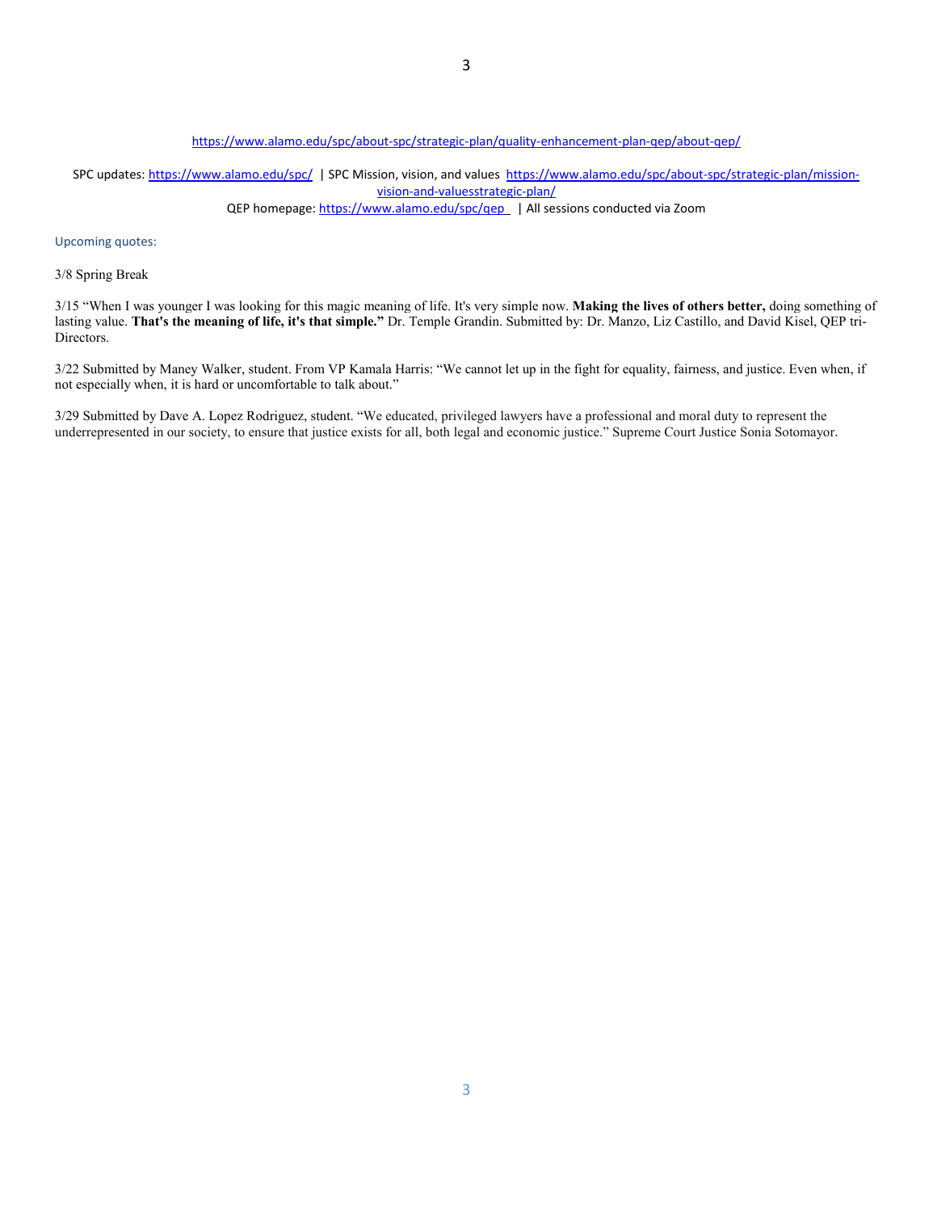https://www.alamo.edu/spc/about-spc/strategic-plan/quality-enhancement-plan-qep/about-qep/

SPC updates: https://www.alamo.edu/spc/ | SPC Mission, vision, and values https://www.alamo.edu/spc/about-spc/strategic-plan/mission-vision-and-valuesstrategic-plan/
QEP homepage: https://www.alamo.edu/spc/qep | All sessions conducted via Zoom

Upcoming quotes:

3/8 Spring Break

3/15 "When I was younger I was looking for this magic meaning of life. It's very simple now. **Making the lives of others better,** doing something of lasting value. **That's the meaning of life, it's that simple."** Dr. Temple Grandin. Submitted by: Dr. Manzo, Liz Castillo, and David Kisel, QEP tri-Directors.

3/22 Submitted by Maney Walker, student. From VP Kamala Harris: "We cannot let up in the fight for equality, fairness, and justice. Even when, if not especially when, it is hard or uncomfortable to talk about."

3/29 Submitted by Dave A. Lopez Rodriguez, student. "We educated, privileged lawyers have a professional and moral duty to represent the underrepresented in our society, to ensure that justice exists for all, both legal and economic justice." Supreme Court Justice Sonia Sotomayor.